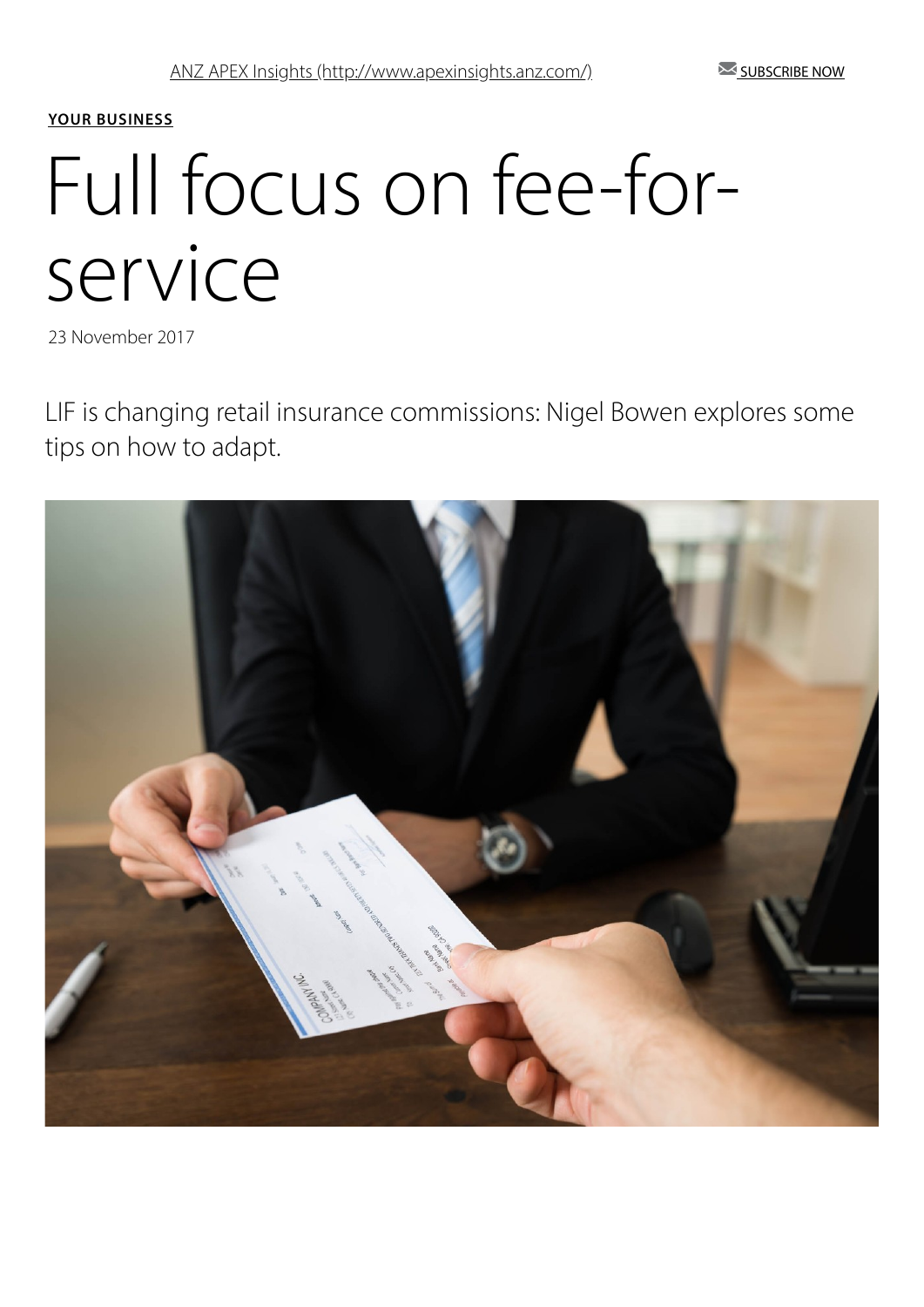ANZ APEX Insights (http://www.apexinsights.anz.com/)

SUBSCRIBE NOW

**YOUR BUSINESS**

# Full focus on fee-for-service

23 November 2017

LIF is changing retail insurance commissions: Nigel Bowen explores some tips on how to adapt.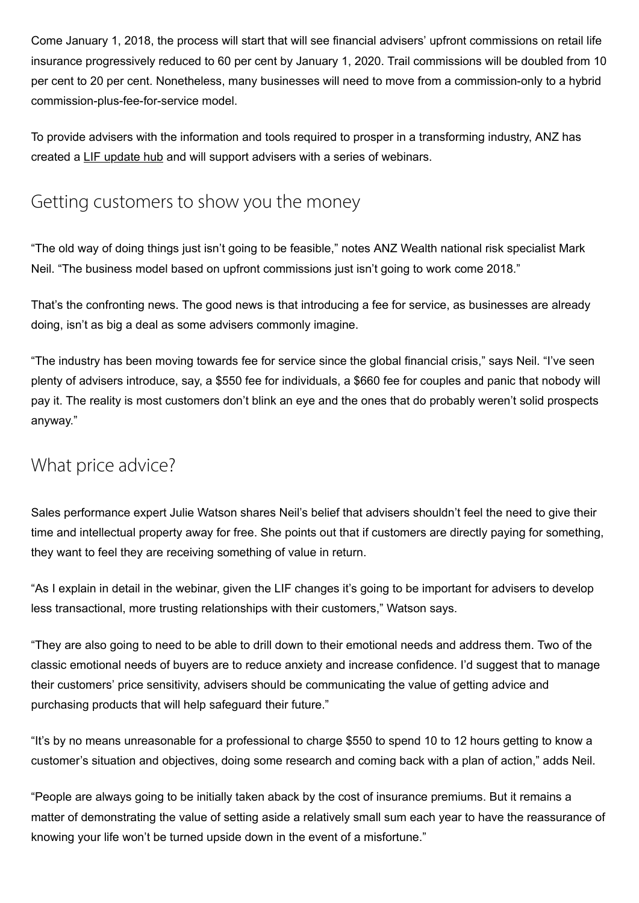Come January 1, 2018, the process will start that will see financial advisers' upfront commissions on retail life insurance progressively reduced to 60 per cent by January 1, 2020. Trail commissions will be doubled from 10 per cent to 20 per cent. Nonetheless, many businesses will need to move from a commission-only to a hybrid commission-plus-fee-for-service model.

To provide advisers with the information and tools required to prosper in a transforming industry, ANZ has created a LIF update hub and will support advisers with a series of webinars.

## Getting customers to show you the money

"The old way of doing things just isn't going to be feasible," notes ANZ Wealth national risk specialist Mark Neil. "The business model based on upfront commissions just isn't going to work come 2018."

That's the confronting news. The good news is that introducing a fee for service, as businesses are already doing, isn't as big a deal as some advisers commonly imagine.

"The industry has been moving towards fee for service since the global financial crisis," says Neil. "I've seen plenty of advisers introduce, say, a $550 fee for individuals, a $660 fee for couples and panic that nobody will pay it. The reality is most customers don't blink an eye and the ones that do probably weren't solid prospects anyway."

## What price advice?

Sales performance expert Julie Watson shares Neil's belief that advisers shouldn't feel the need to give their time and intellectual property away for free. She points out that if customers are directly paying for something, they want to feel they are receiving something of value in return.

"As I explain in detail in the webinar, given the LIF changes it's going to be important for advisers to develop less transactional, more trusting relationships with their customers," Watson says.

"They are also going to need to be able to drill down to their emotional needs and address them. Two of the classic emotional needs of buyers are to reduce anxiety and increase confidence. I'd suggest that to manage their customers' price sensitivity, advisers should be communicating the value of getting advice and purchasing products that will help safeguard their future."

"It's by no means unreasonable for a professional to charge $550 to spend 10 to 12 hours getting to know a customer's situation and objectives, doing some research and coming back with a plan of action," adds Neil.

"People are always going to be initially taken aback by the cost of insurance premiums. But it remains a matter of demonstrating the value of setting aside a relatively small sum each year to have the reassurance of knowing your life won't be turned upside down in the event of a misfortune."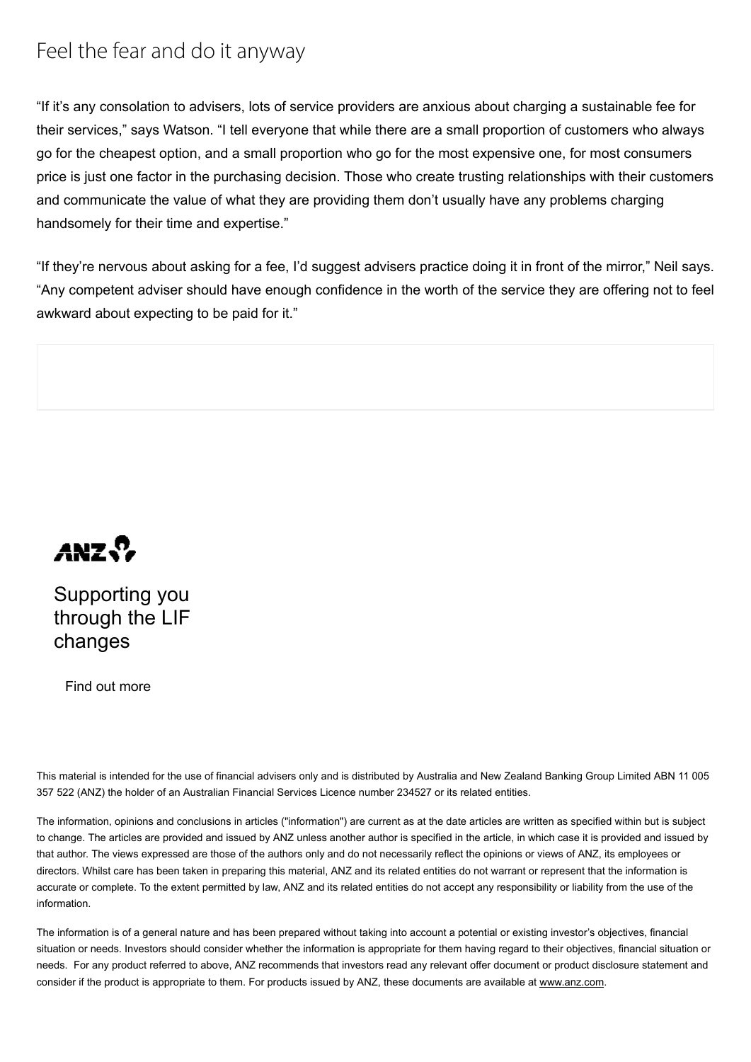## Feel the fear and do it anyway

"If it's any consolation to advisers, lots of service providers are anxious about charging a sustainable fee for their services," says Watson. "I tell everyone that while there are a small proportion of customers who always go for the cheapest option, and a small proportion who go for the most expensive one, for most consumers price is just one factor in the purchasing decision. Those who create trusting relationships with their customers and communicate the value of what they are providing them don't usually have any problems charging handsomely for their time and expertise."

"If they're nervous about asking for a fee, I'd suggest advisers practice doing it in front of the mirror," Neil says. "Any competent adviser should have enough confidence in the worth of the service they are offering not to feel awkward about expecting to be paid for it."

ANZ

Supporting you through the LIF changes

Find out more

This material is intended for the use of financial advisers only and is distributed by Australia and New Zealand Banking Group Limited ABN 11 005 357 522 (ANZ) the holder of an Australian Financial Services Licence number 234527 or its related entities.

The information, opinions and conclusions in articles ("information") are current as at the date articles are written as specified within but is subject to change. The articles are provided and issued by ANZ unless another author is specified in the article, in which case it is provided and issued by that author. The views expressed are those of the authors only and do not necessarily reflect the opinions or views of ANZ, its employees or directors. Whilst care has been taken in preparing this material, ANZ and its related entities do not warrant or represent that the information is accurate or complete. To the extent permitted by law, ANZ and its related entities do not accept any responsibility or liability from the use of the information.

The information is of a general nature and has been prepared without taking into account a potential or existing investor's objectives, financial situation or needs. Investors should consider whether the information is appropriate for them having regard to their objectives, financial situation or needs. For any product referred to above, ANZ recommends that investors read any relevant offer document or product disclosure statement and consider if the product is appropriate to them. For products issued by ANZ, these documents are available at www.anz.com.